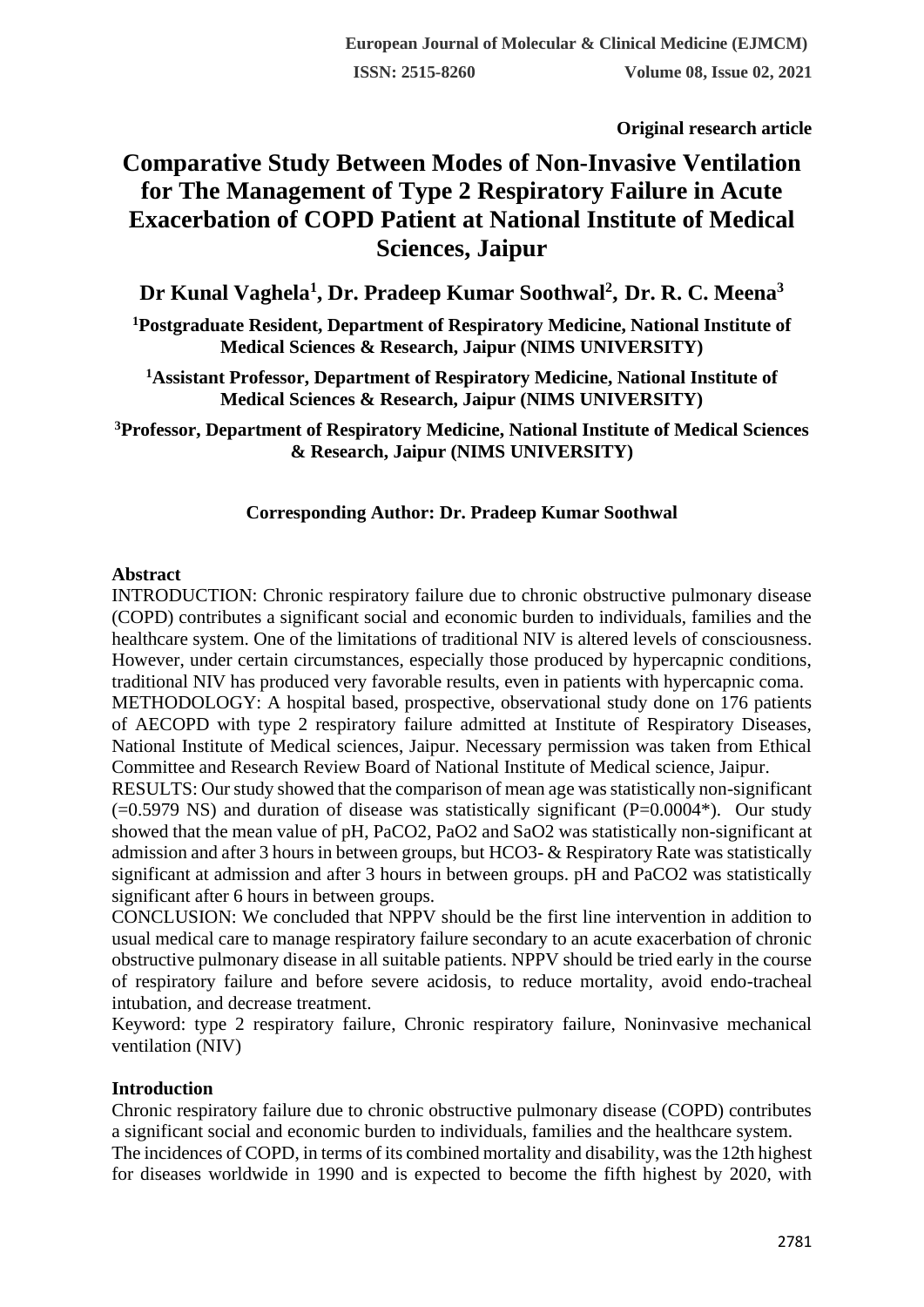Original research article

# Comparative Study Between Modes of Non-Invasive Ventilation for The Management of Type 2 Respiratory Failure in Acute Exacerbation of COPD Patient at National Institute of Medical Sciences, Jaipur

**Dr Kunal Vaghela[1], Dr. Pradeep Kumar Soothwal[2], Dr. R. C. Meena[3]**

**[1]Postgraduate Resident, Department of Respiratory Medicine, National Institute of Medical Sciences & Research, Jaipur (NIMS UNIVERSITY)**

**[1]Assistant Professor, Department of Respiratory Medicine, National Institute of Medical Sciences & Research, Jaipur (NIMS UNIVERSITY)**

**[3]Professor, Department of Respiratory Medicine, National Institute of Medical Sciences & Research, Jaipur (NIMS UNIVERSITY)**

**Corresponding Author: Dr. Pradeep Kumar Soothwal**

## Abstract

INTRODUCTION: Chronic respiratory failure due to chronic obstructive pulmonary disease (COPD) contributes a significant social and economic burden to individuals, families and the healthcare system. One of the limitations of traditional NIV is altered levels of consciousness. However, under certain circumstances, especially those produced by hypercapnic conditions, traditional NIV has produced very favorable results, even in patients with hypercapnic coma.

METHODOLOGY: A hospital based, prospective, observational study done on 176 patients of AECOPD with type 2 respiratory failure admitted at Institute of Respiratory Diseases, National Institute of Medical sciences, Jaipur. Necessary permission was taken from Ethical Committee and Research Review Board of National Institute of Medical science, Jaipur.

RESULTS: Our study showed that the comparison of mean age was statistically non-significant (=0.5979 NS) and duration of disease was statistically significant (P=0.0004*). Our study showed that the mean value of pH, $PaCO_2$, $PaO_2$ and $SaO_2$ was statistically non-significant at admission and after 3 hours in between groups, but $HCO_3^-$ & Respiratory Rate was statistically significant at admission and after 3 hours in between groups. pH and $PaCO_2$ was statistically significant after 6 hours in between groups.

CONCLUSION: We concluded that NPPV should be the first line intervention in addition to usual medical care to manage respiratory failure secondary to an acute exacerbation of chronic obstructive pulmonary disease in all suitable patients. NPPV should be tried early in the course of respiratory failure and before severe acidosis, to reduce mortality, avoid endo-tracheal intubation, and decrease treatment.

Keyword: type 2 respiratory failure, Chronic respiratory failure, Noninvasive mechanical ventilation (NIV)

## Introduction

Chronic respiratory failure due to chronic obstructive pulmonary disease (COPD) contributes a significant social and economic burden to individuals, families and the healthcare system.

The incidences of COPD, in terms of its combined mortality and disability, was the 12th highest for diseases worldwide in 1990 and is expected to become the fifth highest by 2020, with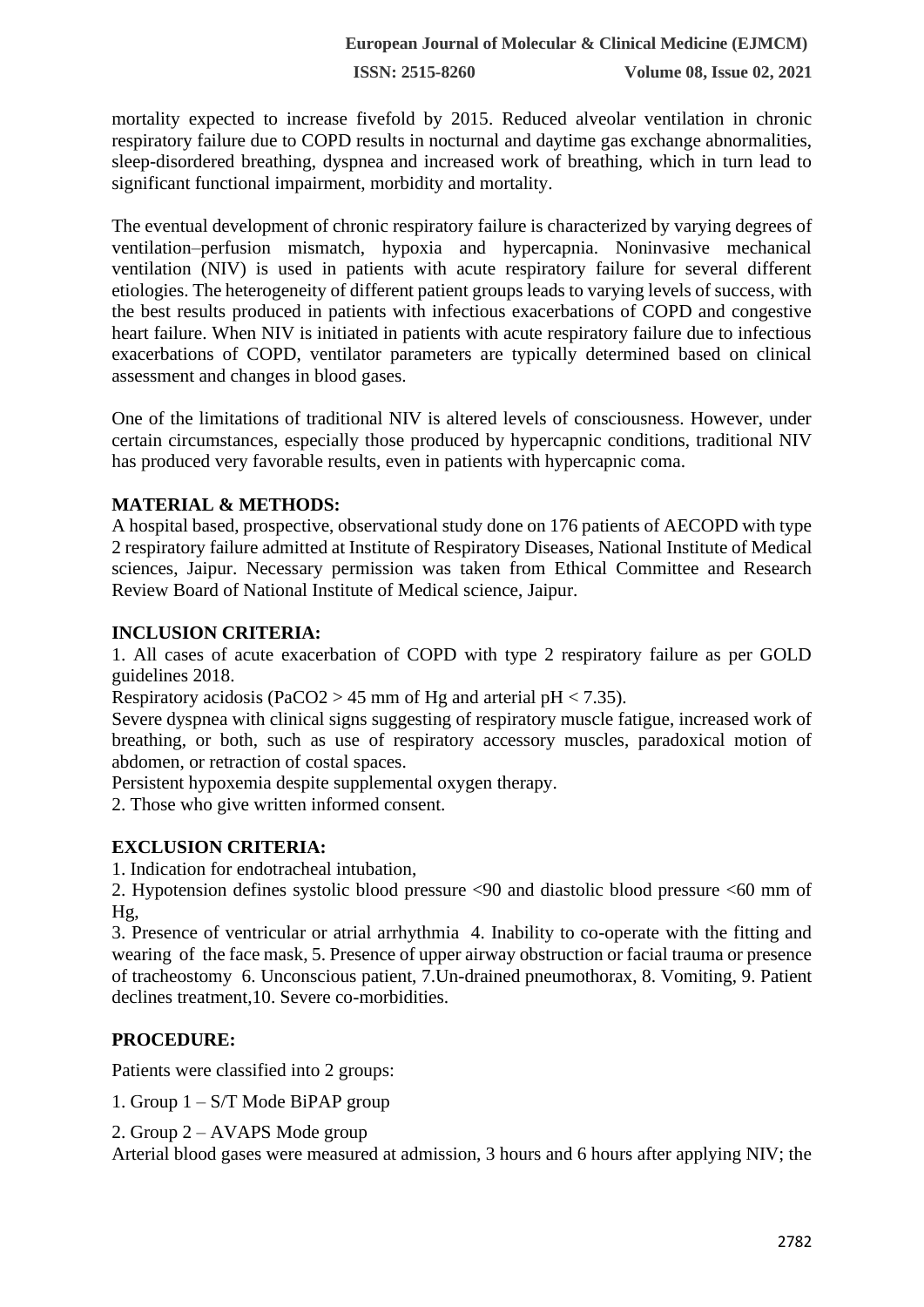mortality expected to increase fivefold by 2015. Reduced alveolar ventilation in chronic respiratory failure due to COPD results in nocturnal and daytime gas exchange abnormalities, sleep-disordered breathing, dyspnea and increased work of breathing, which in turn lead to significant functional impairment, morbidity and mortality.

The eventual development of chronic respiratory failure is characterized by varying degrees of ventilation–perfusion mismatch, hypoxia and hypercapnia. Noninvasive mechanical ventilation (NIV) is used in patients with acute respiratory failure for several different etiologies. The heterogeneity of different patient groups leads to varying levels of success, with the best results produced in patients with infectious exacerbations of COPD and congestive heart failure. When NIV is initiated in patients with acute respiratory failure due to infectious exacerbations of COPD, ventilator parameters are typically determined based on clinical assessment and changes in blood gases.

One of the limitations of traditional NIV is altered levels of consciousness. However, under certain circumstances, especially those produced by hypercapnic conditions, traditional NIV has produced very favorable results, even in patients with hypercapnic coma.

## MATERIAL & METHODS:

A hospital based, prospective, observational study done on 176 patients of AECOPD with type 2 respiratory failure admitted at Institute of Respiratory Diseases, National Institute of Medical sciences, Jaipur. Necessary permission was taken from Ethical Committee and Research Review Board of National Institute of Medical science, Jaipur.

## INCLUSION CRITERIA:

1. All cases of acute exacerbation of COPD with type 2 respiratory failure as per GOLD guidelines 2018.

Respiratory acidosis ($PaCO_2 > 45$ mm of Hg and arterial pH < 7.35).

Severe dyspnea with clinical signs suggesting of respiratory muscle fatigue, increased work of breathing, or both, such as use of respiratory accessory muscles, paradoxical motion of abdomen, or retraction of costal spaces.

Persistent hypoxemia despite supplemental oxygen therapy.

2. Those who give written informed consent.

## EXCLUSION CRITERIA:

1. Indication for endotracheal intubation,
2. Hypotension defines systolic blood pressure <90 and diastolic blood pressure <60 mm of Hg,
3. Presence of ventricular or atrial arrhythmia 4. Inability to co-operate with the fitting and wearing of the face mask, 5. Presence of upper airway obstruction or facial trauma or presence of tracheostomy 6. Unconscious patient, 7.Un-drained pneumothorax, 8. Vomiting, 9. Patient declines treatment,10. Severe co-morbidities.

## PROCEDURE:

Patients were classified into 2 groups:

1. Group 1 – S/T Mode BiPAP group
2. Group 2 – AVAPS Mode group

Arterial blood gases were measured at admission, 3 hours and 6 hours after applying NIV; the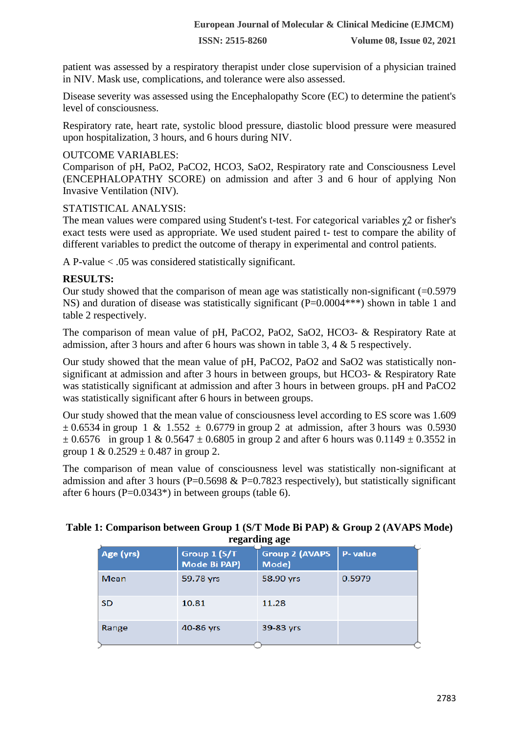patient was assessed by a respiratory therapist under close supervision of a physician trained in NIV. Mask use, complications, and tolerance were also assessed.

Disease severity was assessed using the Encephalopathy Score (EC) to determine the patient's level of consciousness.

Respiratory rate, heart rate, systolic blood pressure, diastolic blood pressure were measured upon hospitalization, 3 hours, and 6 hours during NIV.

OUTCOME VARIABLES:
Comparison of pH, $PaO_2$, $PaCO_2$, $HCO_3$, $SaO_2$, Respiratory rate and Consciousness Level (ENCEPHALOPATHY SCORE) on admission and after 3 and 6 hour of applying Non Invasive Ventilation (NIV).

STATISTICAL ANALYSIS:
The mean values were compared using Student's t-test. For categorical variables $\chi 2$ or fisher's exact tests were used as appropriate. We used student paired t- test to compare the ability of different variables to predict the outcome of therapy in experimental and control patients.

A P-value < .05 was considered statistically significant.

**RESULTS:**
Our study showed that the comparison of mean age was statistically non-significant (=0.5979 NS) and duration of disease was statistically significant (P=0.0004***) shown in table 1 and table 2 respectively.

The comparison of mean value of pH, $PaCO_2$, $PaO_2$, $SaO_2$, $HCO_3^-$ & Respiratory Rate at admission, after 3 hours and after 6 hours was shown in table 3, 4 & 5 respectively.

Our study showed that the mean value of pH, $PaCO_2$, $PaO_2$ and $SaO_2$ was statistically non-significant at admission and after 3 hours in between groups, but $HCO_3^-$ & Respiratory Rate was statistically significant at admission and after 3 hours in between groups. pH and $PaCO_2$ was statistically significant after 6 hours in between groups.

Our study showed that the mean value of consciousness level according to ES score was 1.609 ± 0.6534 in group 1 & 1.552 ± 0.6779 in group 2 at admission, after 3 hours was 0.5930 ± 0.6576 in group 1 & 0.5647 ± 0.6805 in group 2 and after 6 hours was 0.1149 ± 0.3552 in group 1 & 0.2529 ± 0.487 in group 2.

The comparison of mean value of consciousness level was statistically non-significant at admission and after 3 hours (P=0.5698 & P=0.7823 respectively), but statistically significant after 6 hours (P=0.0343*) in between groups (table 6).

**Table 1: Comparison between Group 1 (S/T Mode Bi PAP) & Group 2 (AVAPS Mode) regarding age**

| Age (yrs) | Group 1 (S/T Mode Bi PAP) | Group 2 (AVAPS Mode) | P- value |
|---|---|---|---|
| Mean | 59.78 yrs | 58.90 yrs | 0.5979 |
| SD | 10.81 | 11.28 | |
| Range | 40-86 yrs | 39-83 yrs | |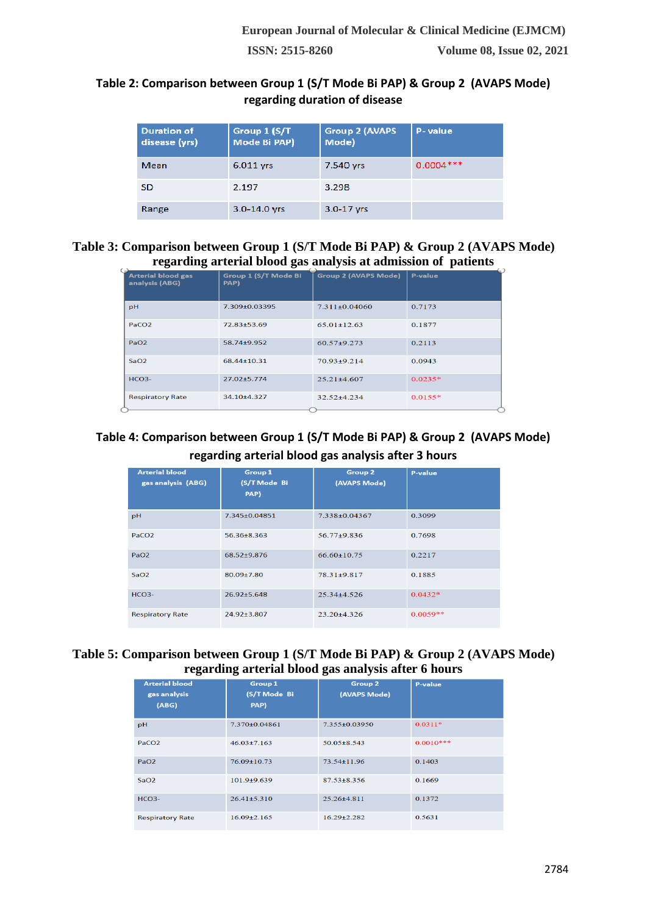**Table 2: Comparison between Group 1 (S/T Mode Bi PAP) & Group 2 (AVAPS Mode) regarding duration of disease**

| Duration of disease (yrs) | Group 1 (S/T Mode Bi PAP) | Group 2 (AVAPS Mode) | P- value |
|---|---|---|---|
| Mean | 6.011 yrs | 7.540 yrs | 0.0004*** |
| SD | 2.197 | 3.298 | |
| Range | 3.0-14.0 yrs | 3.0-17 yrs | |

**Table 3: Comparison between Group 1 (S/T Mode Bi PAP) & Group 2 (AVAPS Mode) regarding arterial blood gas analysis at admission of patients**

| Arterial blood gas analysis (ABG) | Group 1 (S/T Mode Bi PAP) | Group 2 (AVAPS Mode) | P-value |
|---|---|---|---|
| pH | 7.309±0.03395 | 7.311±0.04060 | 0.7173 |
| PaCO2 | 72.83±53.69 | 65.01±12.63 | 0.1877 |
| PaO2 | 58.74±9.952 | 60.57±9.273 | 0.2113 |
| SaO2 | 68.44±10.31 | 70.93±9.214 | 0.0943 |
| HCO3- | 27.02±5.774 | 25.21±4.607 | 0.0235* |
| Respiratory Rate | 34.10±4.327 | 32.52±4.234 | 0.0155* |

**Table 4: Comparison between Group 1 (S/T Mode Bi PAP) & Group 2 (AVAPS Mode) regarding arterial blood gas analysis after 3 hours**

| Arterial blood gas analysis (ABG) | Group 1 (S/T Mode Bi PAP) | Group 2 (AVAPS Mode) | P-value |
|---|---|---|---|
| pH | 7.345±0.04851 | 7.338±0.04367 | 0.3099 |
| PaCO2 | 56.36±8.363 | 56.77±9.836 | 0.7698 |
| PaO2 | 68.52±9.876 | 66.60±10.75 | 0.2217 |
| SaO2 | 80.09±7.80 | 78.31±9.817 | 0.1885 |
| HCO3- | 26.92±5.648 | 25.34±4.526 | 0.0432* |
| Respiratory Rate | 24.92±3.807 | 23.20±4.326 | 0.0059** |

**Table 5: Comparison between Group 1 (S/T Mode Bi PAP) & Group 2 (AVAPS Mode) regarding arterial blood gas analysis after 6 hours**

| Arterial blood gas analysis (ABG) | Group 1 (S/T Mode Bi PAP) | Group 2 (AVAPS Mode) | P-value |
|---|---|---|---|
| pH | 7.370±0.04861 | 7.355±0.03950 | 0.0311* |
| PaCO2 | 46.03±7.163 | 50.05±8.543 | 0.0010*** |
| PaO2 | 76.09±10.73 | 73.54±11.96 | 0.1403 |
| SaO2 | 101.9±9.639 | 87.53±8.356 | 0.1669 |
| HCO3- | 26.41±5.310 | 25.26±4.811 | 0.1372 |
| Respiratory Rate | 16.09±2.165 | 16.29±2.282 | 0.5631 |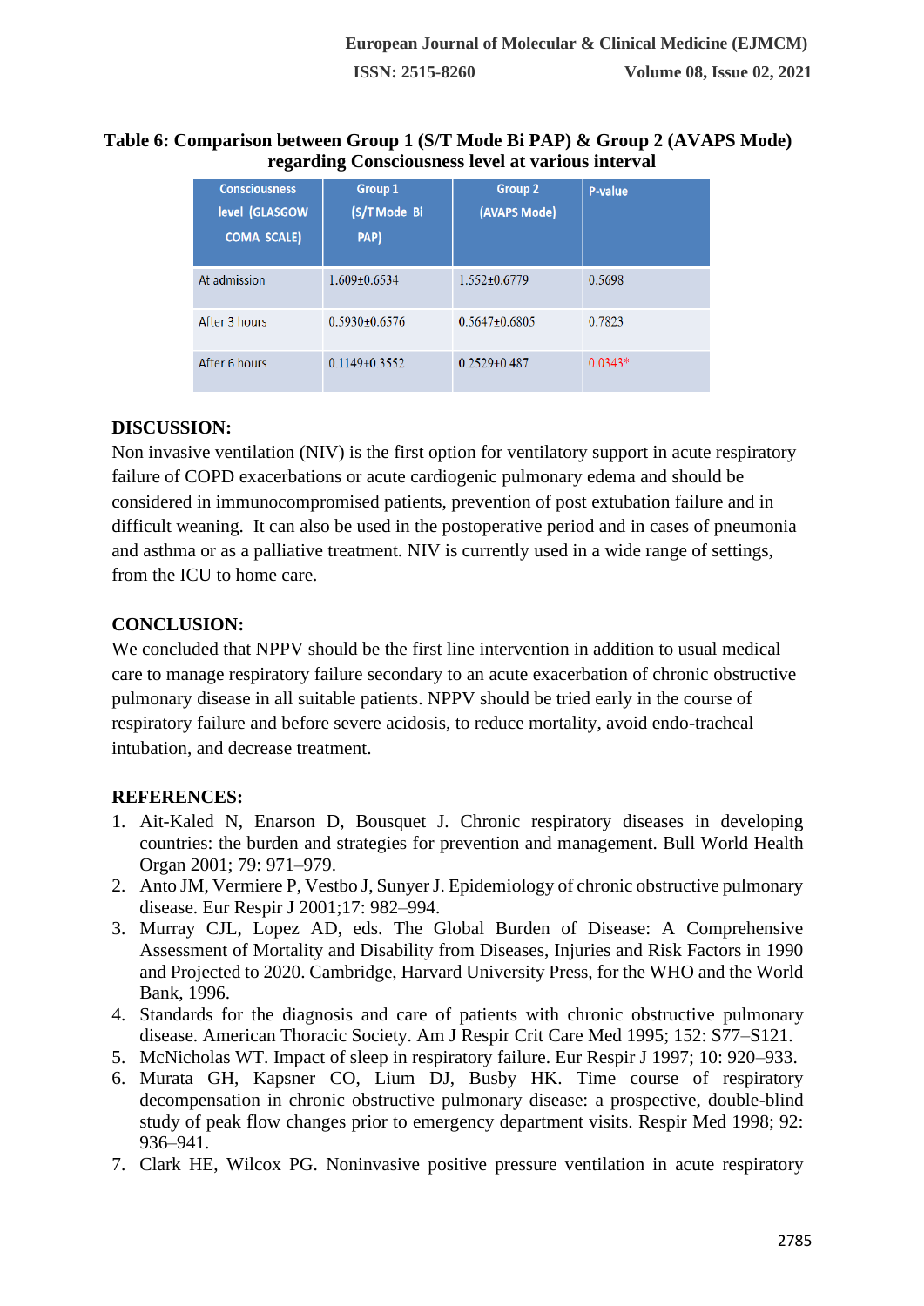**Table 6: Comparison between Group 1 (S/T Mode Bi PAP) & Group 2 (AVAPS Mode) regarding Consciousness level at various interval**

| Consciousness level (GLASGOW COMA SCALE) | Group 1 (S/T Mode Bi PAP) | Group 2 (AVAPS Mode) | P-value |
|---|---|---|---|
| At admission | 1.609±0.6534 | 1.552±0.6779 | 0.5698 |
| After 3 hours | 0.5930±0.6576 | 0.5647±0.6805 | 0.7823 |
| After 6 hours | 0.1149±0.3552 | 0.2529±0.487 | 0.0343* |

## DISCUSSION:

Non invasive ventilation (NIV) is the first option for ventilatory support in acute respiratory failure of COPD exacerbations or acute cardiogenic pulmonary edema and should be considered in immunocompromised patients, prevention of post extubation failure and in difficult weaning. It can also be used in the postoperative period and in cases of pneumonia and asthma or as a palliative treatment. NIV is currently used in a wide range of settings, from the ICU to home care.

## CONCLUSION:

We concluded that NPPV should be the first line intervention in addition to usual medical care to manage respiratory failure secondary to an acute exacerbation of chronic obstructive pulmonary disease in all suitable patients. NPPV should be tried early in the course of respiratory failure and before severe acidosis, to reduce mortality, avoid endo-tracheal intubation, and decrease treatment.

## REFERENCES:

1. Ait-Kaled N, Enarson D, Bousquet J. Chronic respiratory diseases in developing countries: the burden and strategies for prevention and management. Bull World Health Organ 2001; 79: 971–979.
2. Anto JM, Vermiere P, Vestbo J, Sunyer J. Epidemiology of chronic obstructive pulmonary disease. Eur Respir J 2001;17: 982–994.
3. Murray CJL, Lopez AD, eds. The Global Burden of Disease: A Comprehensive Assessment of Mortality and Disability from Diseases, Injuries and Risk Factors in 1990 and Projected to 2020. Cambridge, Harvard University Press, for the WHO and the World Bank, 1996.
4. Standards for the diagnosis and care of patients with chronic obstructive pulmonary disease. American Thoracic Society. Am J Respir Crit Care Med 1995; 152: S77–S121.
5. McNicholas WT. Impact of sleep in respiratory failure. Eur Respir J 1997; 10: 920–933.
6. Murata GH, Kapsner CO, Lium DJ, Busby HK. Time course of respiratory decompensation in chronic obstructive pulmonary disease: a prospective, double-blind study of peak flow changes prior to emergency department visits. Respir Med 1998; 92: 936–941.
7. Clark HE, Wilcox PG. Noninvasive positive pressure ventilation in acute respiratory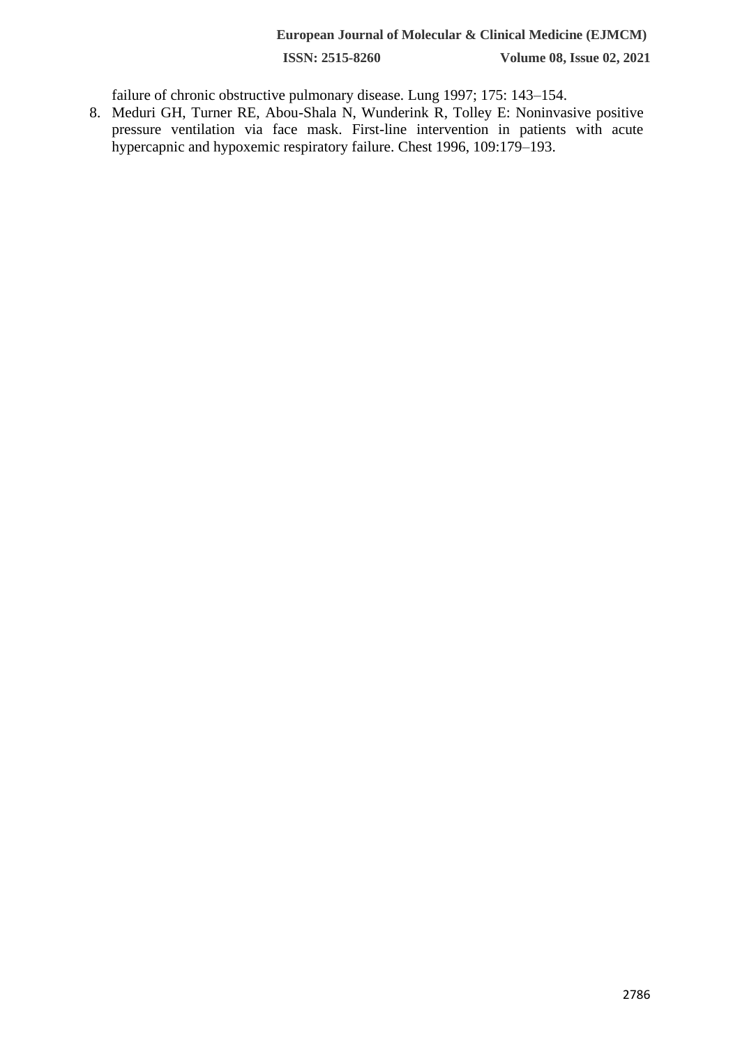failure of chronic obstructive pulmonary disease. Lung 1997; 175: 143–154.

8. Meduri GH, Turner RE, Abou-Shala N, Wunderink R, Tolley E: Noninvasive positive pressure ventilation via face mask. First-line intervention in patients with acute hypercapnic and hypoxemic respiratory failure. Chest 1996, 109:179–193.